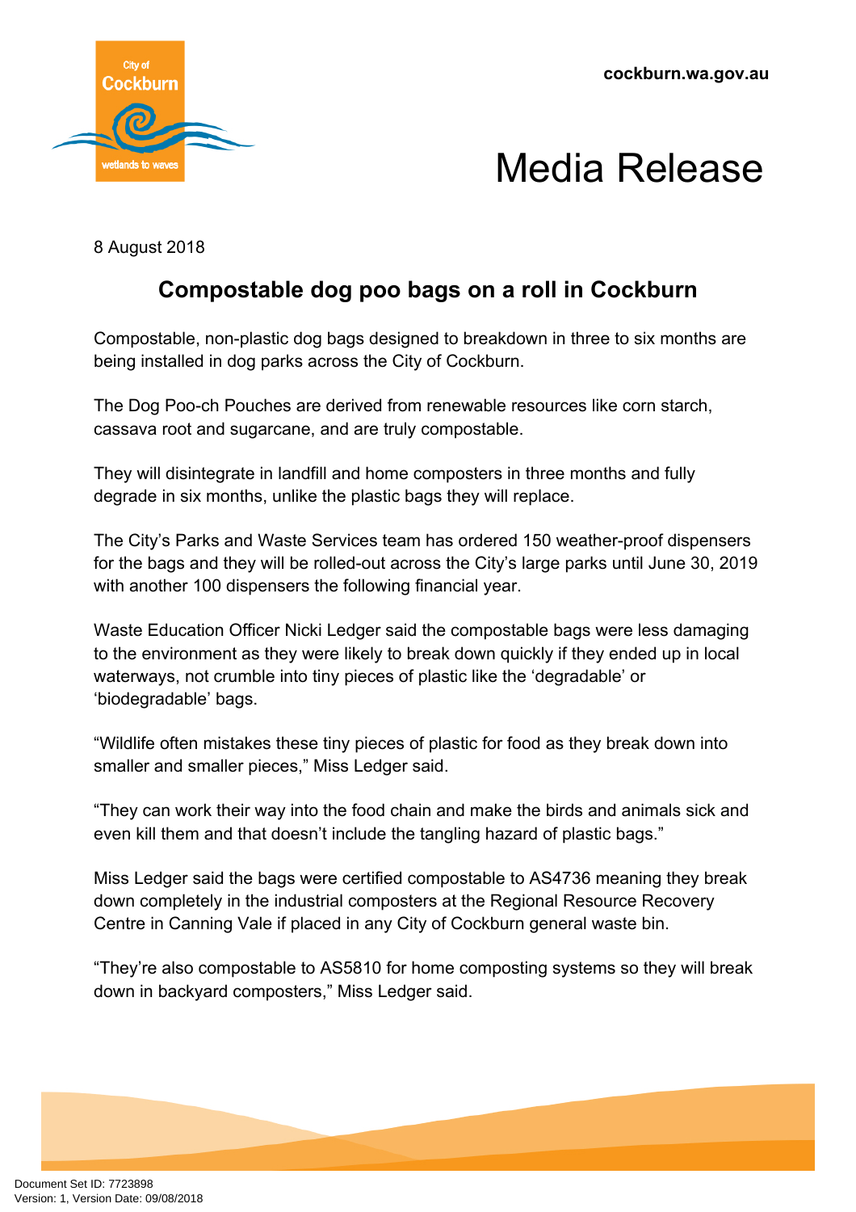cockburn.wa.gov.au

# Media Release

8 August 2018

## Compostable dog poo bags on a roll in Cockburn

Compostable, non-plastic dog bags designed to breakdown in three to six months are being installed in dog parks across the City of Cockburn.

The Dog Poo-ch Pouches are derived from renewable resources like corn starch, cassava root and sugarcane, and are truly compostable.

They will disintegrate in landfill and home composters in three months and fully degrade in six months, unlike the plastic bags they will replace.

The City's Parks and Waste Services team has ordered 150 weather-proof dispensers for the bags and they will be rolled-out across the City's large parks until June 30, 2019 with another 100 dispensers the following financial year.

Waste Education Officer Nicki Ledger said the compostable bags were less damaging to the environment as they were likely to break down quickly if they ended up in local waterways, not crumble into tiny pieces of plastic like the 'degradable' or 'biodegradable' bags.

"Wildlife often mistakes these tiny pieces of plastic for food as they break down into smaller and smaller pieces," Miss Ledger said.

"They can work their way into the food chain and make the birds and animals sick and even kill them and that doesn't include the tangling hazard of plastic bags."

Miss Ledger said the bags were certified compostable to AS4736 meaning they break down completely in the industrial composters at the Regional Resource Recovery Centre in Canning Vale if placed in any City of Cockburn general waste bin.

"They're also compostable to AS5810 for home composting systems so they will break down in backyard composters," Miss Ledger said.

Document Set ID: 7723898
Version: 1, Version Date: 09/08/2018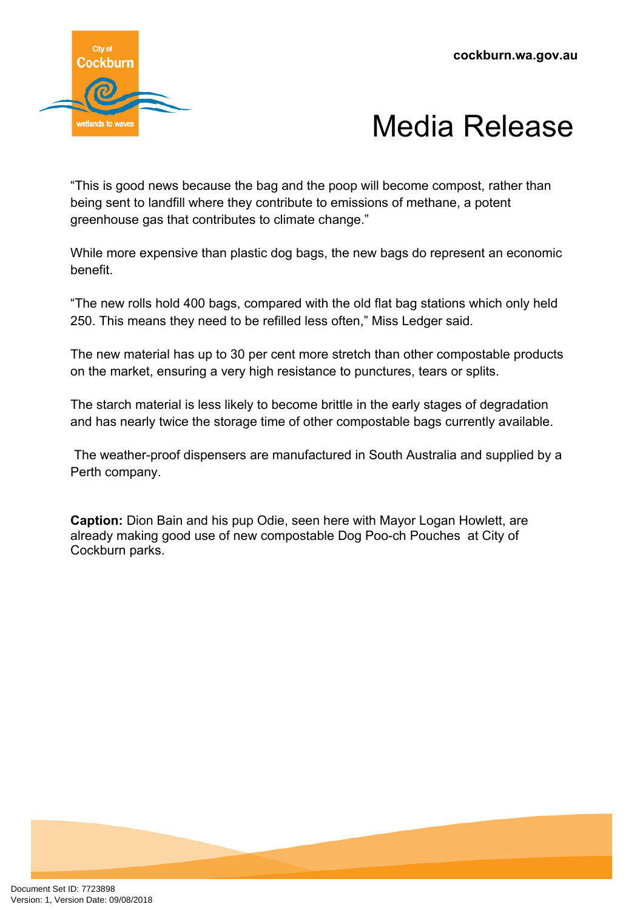"This is good news because the bag and the poop will become compost, rather than being sent to landfill where they contribute to emissions of methane, a potent greenhouse gas that contributes to climate change."

While more expensive than plastic dog bags, the new bags do represent an economic benefit.

"The new rolls hold 400 bags, compared with the old flat bag stations which only held 250. This means they need to be refilled less often," Miss Ledger said.

The new material has up to 30 per cent more stretch than other compostable products on the market, ensuring a very high resistance to punctures, tears or splits.

The starch material is less likely to become brittle in the early stages of degradation and has nearly twice the storage time of other compostable bags currently available.

The weather-proof dispensers are manufactured in South Australia and supplied by a Perth company.

**Caption:** Dion Bain and his pup Odie, seen here with Mayor Logan Howlett, are already making good use of new compostable Dog Poo-ch Pouches at City of Cockburn parks.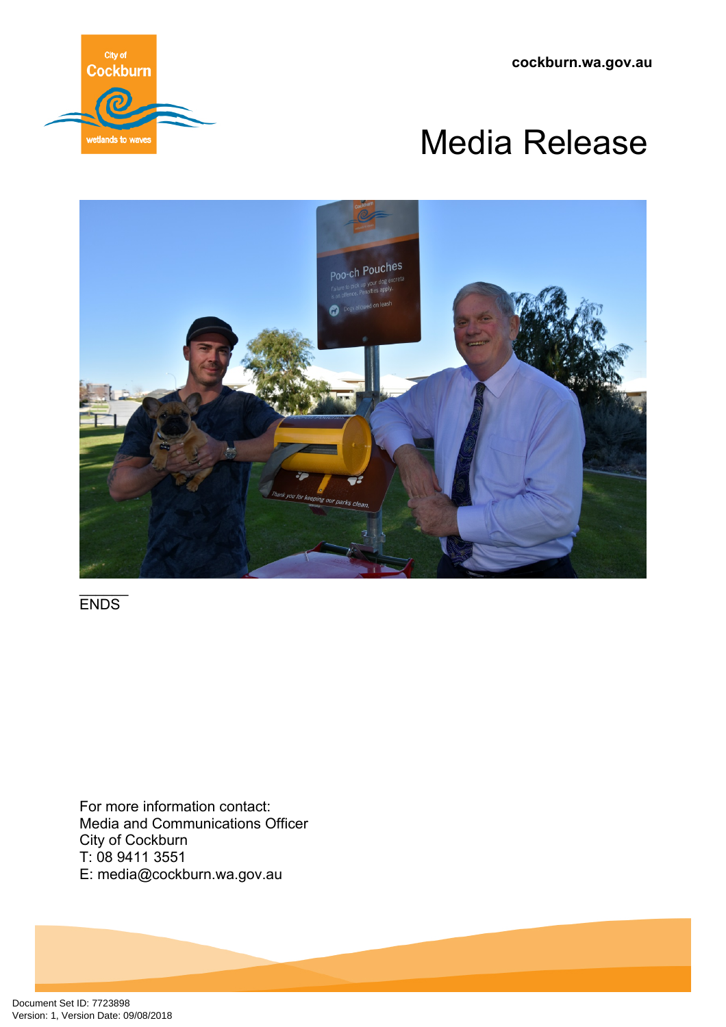# Media Release

ENDS

For more information contact:
Media and Communications Officer
City of Cockburn
T: 08 9411 3551
E: media@cockburn.wa.gov.au